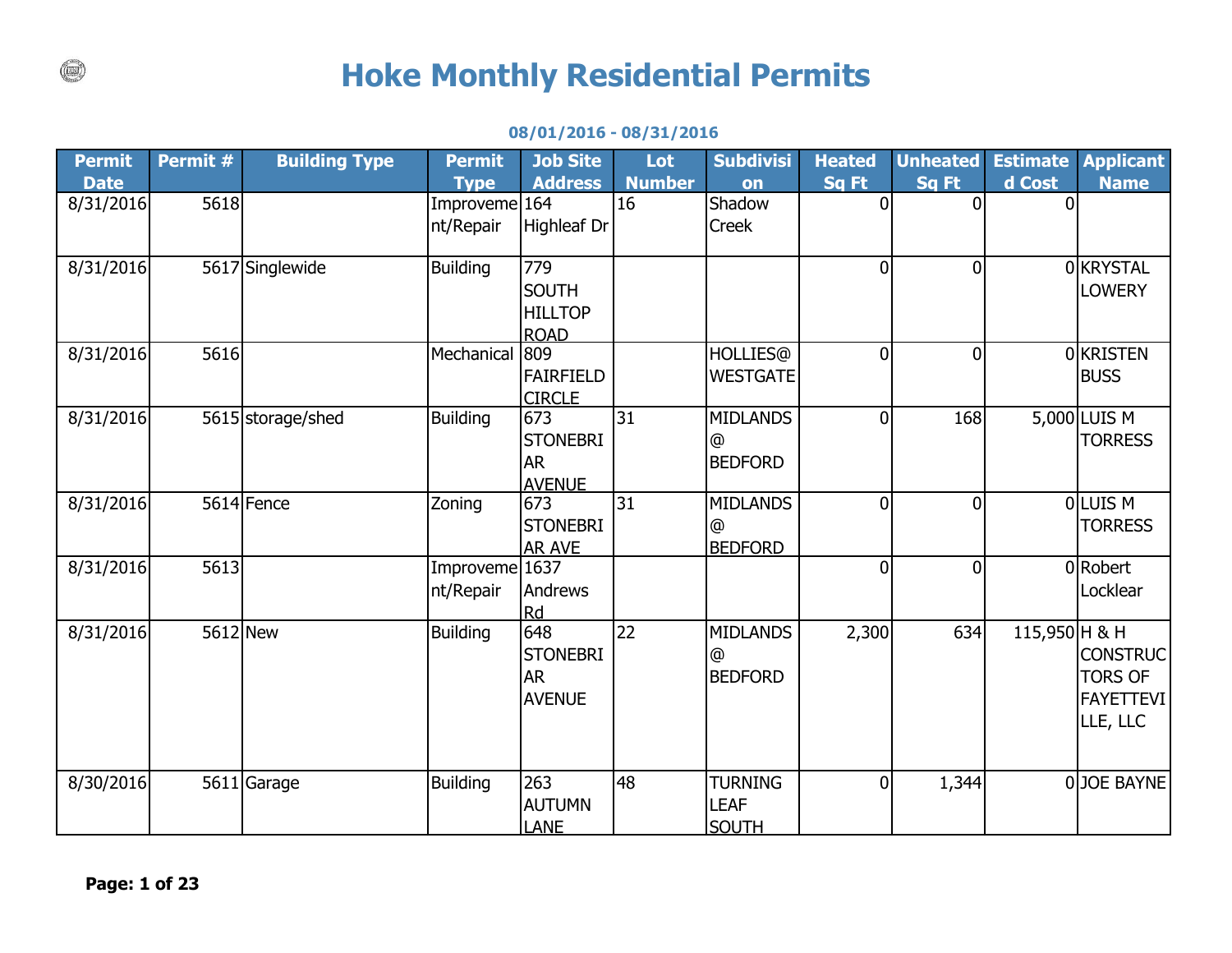# Hoke Monthly Residential Permits

**08/01/2016 - 08/31/2016**

| Permit Date | Permit # | Building Type | Permit Type | Job Site Address | Lot Number | Subdivision | Heated Sq Ft | Unheated Sq Ft | Estimated Cost | Applicant Name |
|---|---|---|---|---|---|---|---|---|---|---|
| 8/31/2016 | 5618 | | Improvement/Repair | 164 Highleaf Dr | 16 | Shadow Creek | 0 | 0 | 0 | |
| 8/31/2016 | 5617 | Singlewide | Building | 779 SOUTH HILLTOP ROAD | | | 0 | 0 | 0 | KRYSTAL LOWERY |
| 8/31/2016 | 5616 | | Mechanical | 809 FAIRFIELD CIRCLE | | HOLLIES@ WESTGATE | 0 | 0 | 0 | KRISTEN BUSS |
| 8/31/2016 | 5615 | storage/shed | Building | 673 STONEBRIAR AVENUE | 31 | MIDLANDS @ BEDFORD | 0 | 168 | 5,000 | LUIS M TORRESS |
| 8/31/2016 | 5614 | Fence | Zoning | 673 STONEBRIAR AVE | 31 | MIDLANDS @ BEDFORD | 0 | 0 | 0 | LUIS M TORRESS |
| 8/31/2016 | 5613 | | Improvement/Repair | 1637 Andrews Rd | | | 0 | 0 | 0 | Robert Locklear |
| 8/31/2016 | 5612 | New | Building | 648 STONEBRIAR AVENUE | 22 | MIDLANDS @ BEDFORD | 2,300 | 634 | 115,950 | H & H CONSTRUCTORS OF FAYETTEVILLE, LLC |
| 8/30/2016 | 5611 | Garage | Building | 263 AUTUMN LANE | 48 | TURNING LEAF SOUTH | 0 | 1,344 | 0 | JOE BAYNE |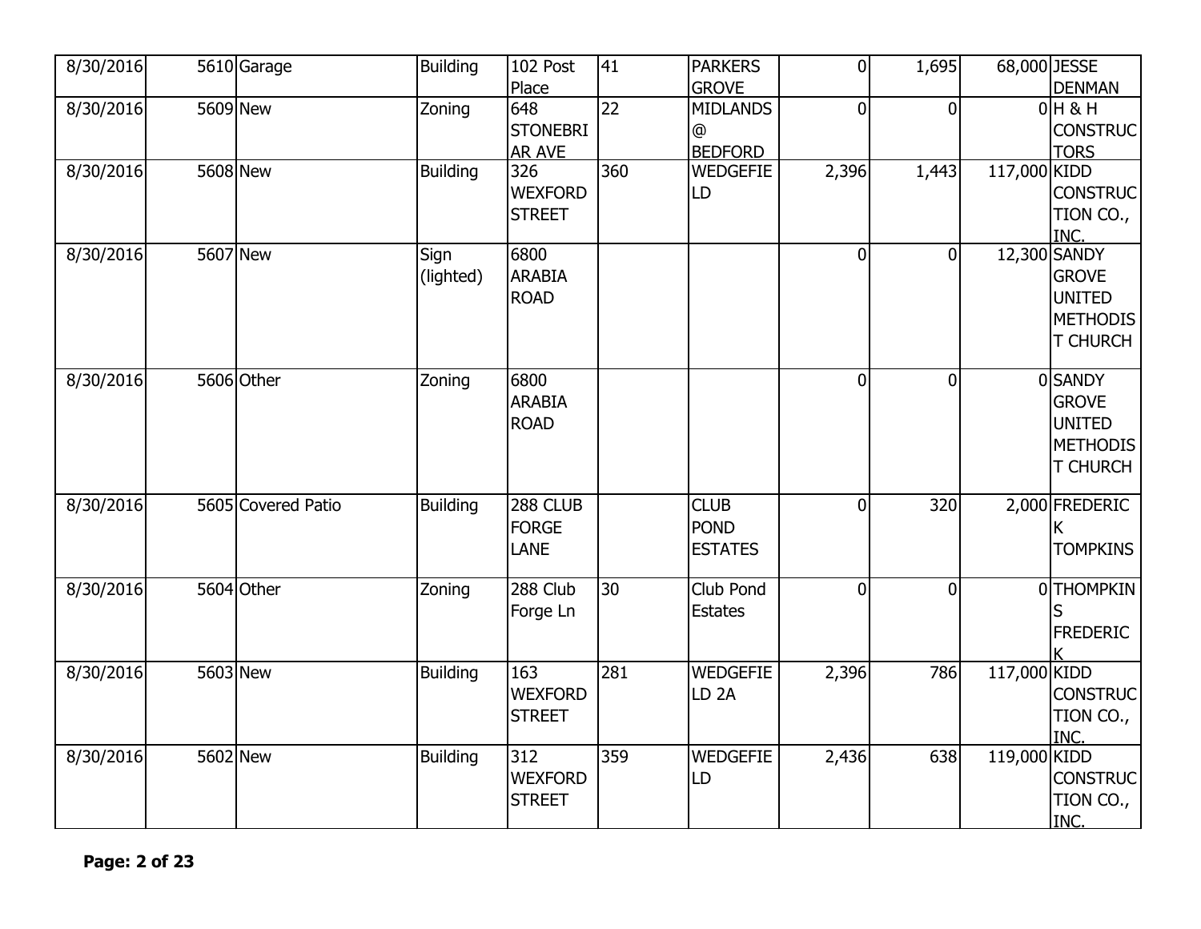| | | | | | | | | | | |
|---|---|---|---|---|---|---|---|---|---|---|
| 8/30/2016 | 5610 | Garage | Building | 102 Post Place | 41 | PARKERS GROVE | 0 | 1,695 | 68,000 | JESSE DENMAN |
| 8/30/2016 | 5609 | New | Zoning | 648 STONEBRIAR AVE | 22 | MIDLANDS @ BEDFORD | 0 | 0 | 0 | H & H CONSTRUCTORS |
| 8/30/2016 | 5608 | New | Building | 326 WEXFORD STREET | 360 | WEDGEFIELD | 2,396 | 1,443 | 117,000 | KIDD CONSTRUCTION CO., INC. |
| 8/30/2016 | 5607 | New | Sign (lighted) | 6800 ARABIA ROAD | | | 0 | 0 | 12,300 | SANDY GROVE UNITED METHODIST CHURCH |
| 8/30/2016 | 5606 | Other | Zoning | 6800 ARABIA ROAD | | | 0 | 0 | 0 | SANDY GROVE UNITED METHODIST CHURCH |
| 8/30/2016 | 5605 | Covered Patio | Building | 288 CLUB FORGE LANE | | CLUB POND ESTATES | 0 | 320 | 2,000 | FREDERICK TOMPKINS |
| 8/30/2016 | 5604 | Other | Zoning | 288 Club Forge Ln | 30 | Club Pond Estates | 0 | 0 | 0 | THOMPKINS FREDERICK |
| 8/30/2016 | 5603 | New | Building | 163 WEXFORD STREET | 281 | WEDGEFIELD 2A | 2,396 | 786 | 117,000 | KIDD CONSTRUCTION CO., INC. |
| 8/30/2016 | 5602 | New | Building | 312 WEXFORD STREET | 359 | WEDGEFIELD | 2,436 | 638 | 119,000 | KIDD CONSTRUCTION CO., INC. |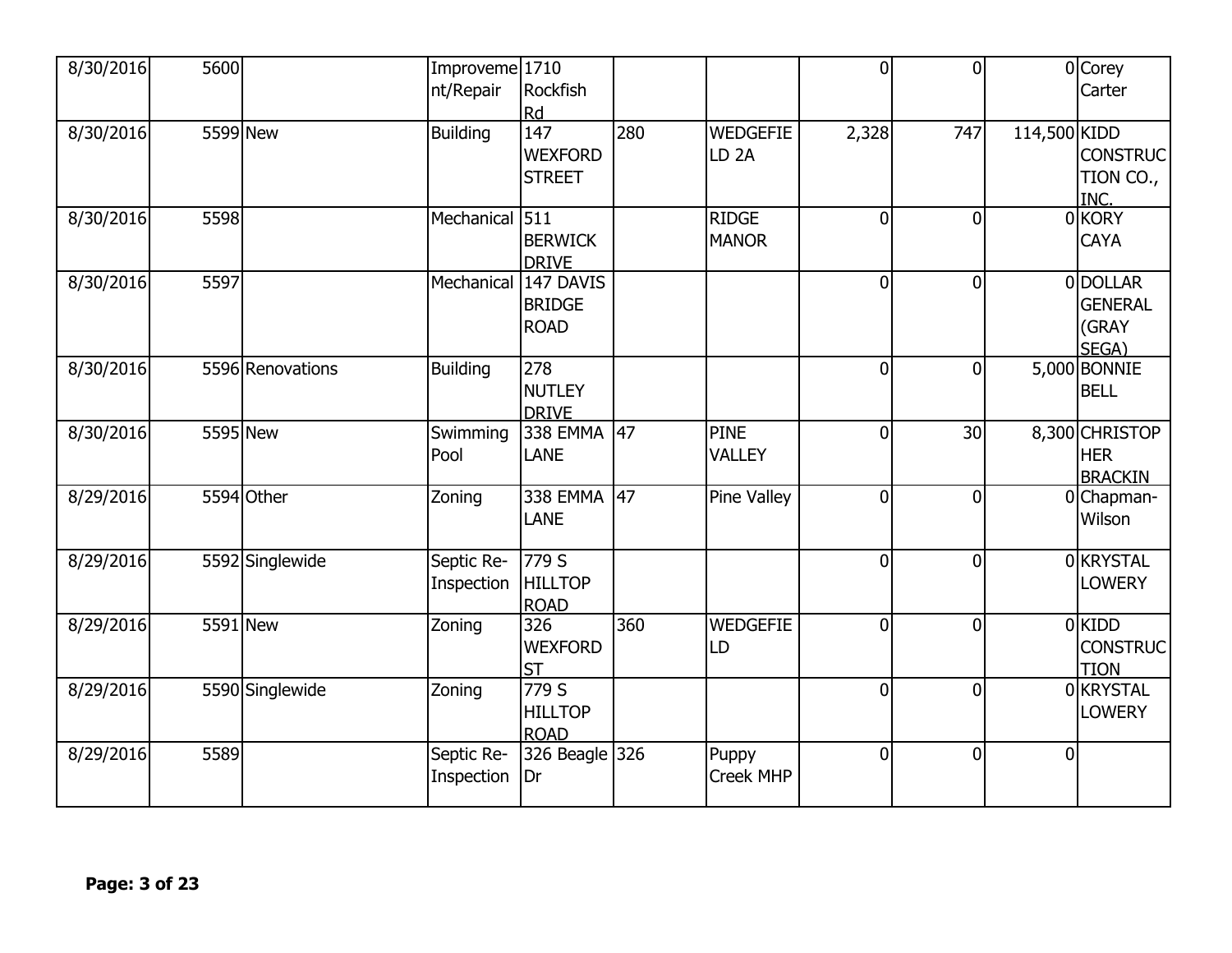| | | | | | | | | | | |
|---|---|---|---|---|---|---|---|---|---|---|
| 8/30/2016 | 5600 | | Improvement/Repair | 1710 Rockfish Rd | | | 0 | 0 | 0 | Corey Carter |
| 8/30/2016 | 5599 | New | Building | 147 WEXFORD STREET | 280 | WEDGEFIELD 2A | 2,328 | 747 | 114,500 | KIDD CONSTRUCTION CO., INC. |
| 8/30/2016 | 5598 | | Mechanical | 511 BERWICK DRIVE | | RIDGE MANOR | 0 | 0 | 0 | KORY CAYA |
| 8/30/2016 | 5597 | | Mechanical | 147 DAVIS BRIDGE ROAD | | | 0 | 0 | 0 | DOLLAR GENERAL (GRAY SEGA) |
| 8/30/2016 | 5596 | Renovations | Building | 278 NUTLEY DRIVE | | | 0 | 0 | 5,000 | BONNIE BELL |
| 8/30/2016 | 5595 | New | Swimming Pool | 338 EMMA LANE | 47 | PINE VALLEY | 0 | 30 | 8,300 | CHRISTOPHER BRACKIN |
| 8/29/2016 | 5594 | Other | Zoning | 338 EMMA LANE | 47 | Pine Valley | 0 | 0 | 0 | Chapman-Wilson |
| 8/29/2016 | 5592 | Singlewide | Septic Re-Inspection | 779 S HILLTOP ROAD | | | 0 | 0 | 0 | KRYSTAL LOWERY |
| 8/29/2016 | 5591 | New | Zoning | 326 WEXFORD ST | 360 | WEDGEFIELD | 0 | 0 | 0 | KIDD CONSTRUCTION |
| 8/29/2016 | 5590 | Singlewide | Zoning | 779 S HILLTOP ROAD | | | 0 | 0 | 0 | KRYSTAL LOWERY |
| 8/29/2016 | 5589 | | Septic Re-Inspection | 326 Beagle Dr | 326 | Puppy Creek MHP | 0 | 0 | 0 | |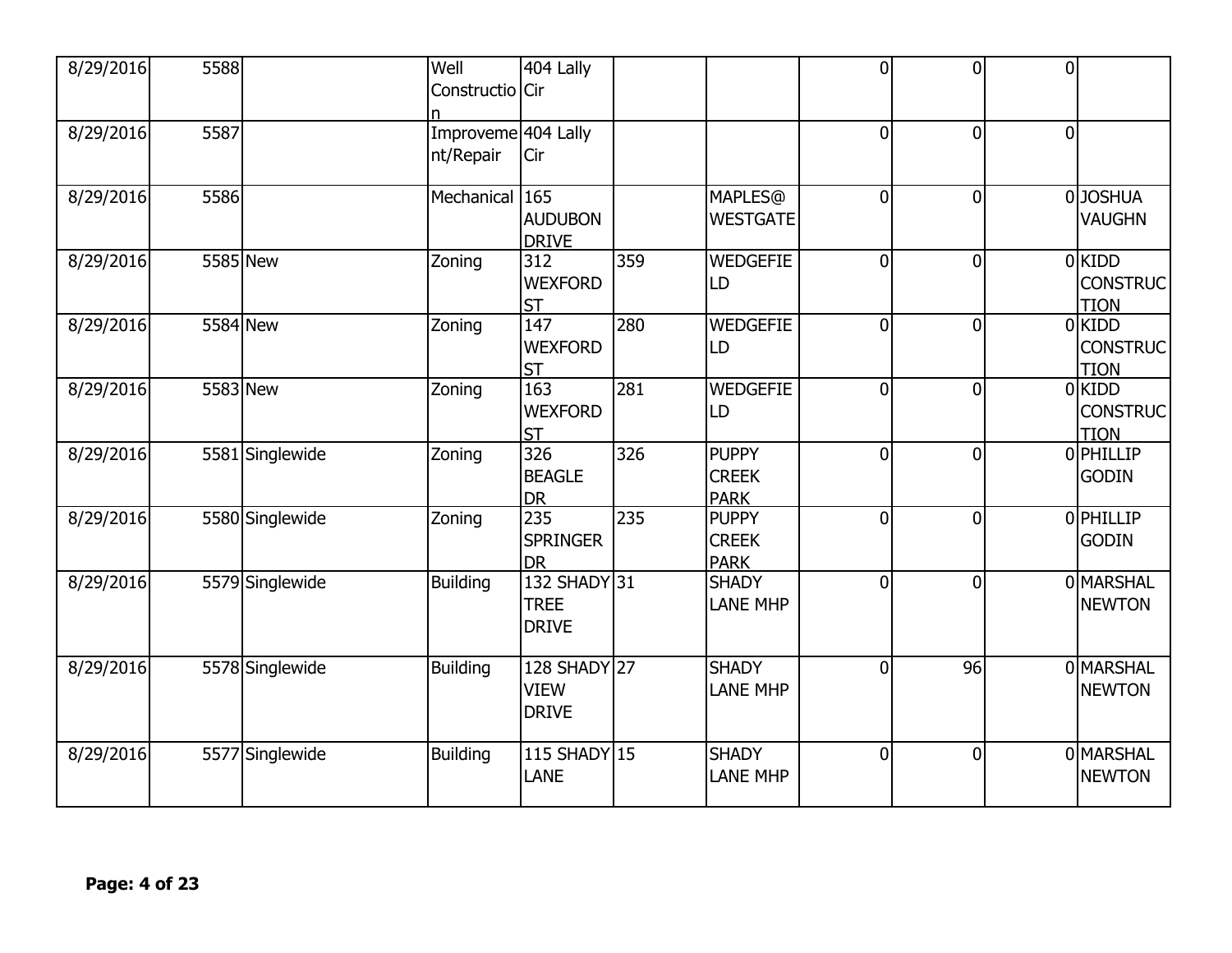| | | | | | | | | | | |
|---|---|---|---|---|---|---|---|---|---|---|
| 8/29/2016 | 5588 | | Well Construction | 404 Lally Cir | | | 0 | 0 | 0 | |
| 8/29/2016 | 5587 | | Improvement/Repair | 404 Lally Cir | | | 0 | 0 | 0 | |
| 8/29/2016 | 5586 | | Mechanical | 165 AUDUBON DRIVE | | MAPLES@ WESTGATE | 0 | 0 | 0 | JOSHUA VAUGHN |
| 8/29/2016 | 5585 | New | Zoning | 312 WEXFORD ST | 359 | WEDGEFIELD | 0 | 0 | 0 | KIDD CONSTRUCTION |
| 8/29/2016 | 5584 | New | Zoning | 147 WEXFORD ST | 280 | WEDGEFIELD | 0 | 0 | 0 | KIDD CONSTRUCTION |
| 8/29/2016 | 5583 | New | Zoning | 163 WEXFORD ST | 281 | WEDGEFIELD | 0 | 0 | 0 | KIDD CONSTRUCTION |
| 8/29/2016 | 5581 | Singlewide | Zoning | 326 BEAGLE DR | 326 | PUPPY CREEK PARK | 0 | 0 | 0 | PHILLIP GODIN |
| 8/29/2016 | 5580 | Singlewide | Zoning | 235 SPRINGER DR | 235 | PUPPY CREEK PARK | 0 | 0 | 0 | PHILLIP GODIN |
| 8/29/2016 | 5579 | Singlewide | Building | 132 SHADY TREE DRIVE | 31 | SHADY LANE MHP | 0 | 0 | 0 | MARSHAL NEWTON |
| 8/29/2016 | 5578 | Singlewide | Building | 128 SHADY VIEW DRIVE | 27 | SHADY LANE MHP | 0 | 96 | 0 | MARSHAL NEWTON |
| 8/29/2016 | 5577 | Singlewide | Building | 115 SHADY LANE | 15 | SHADY LANE MHP | 0 | 0 | 0 | MARSHAL NEWTON |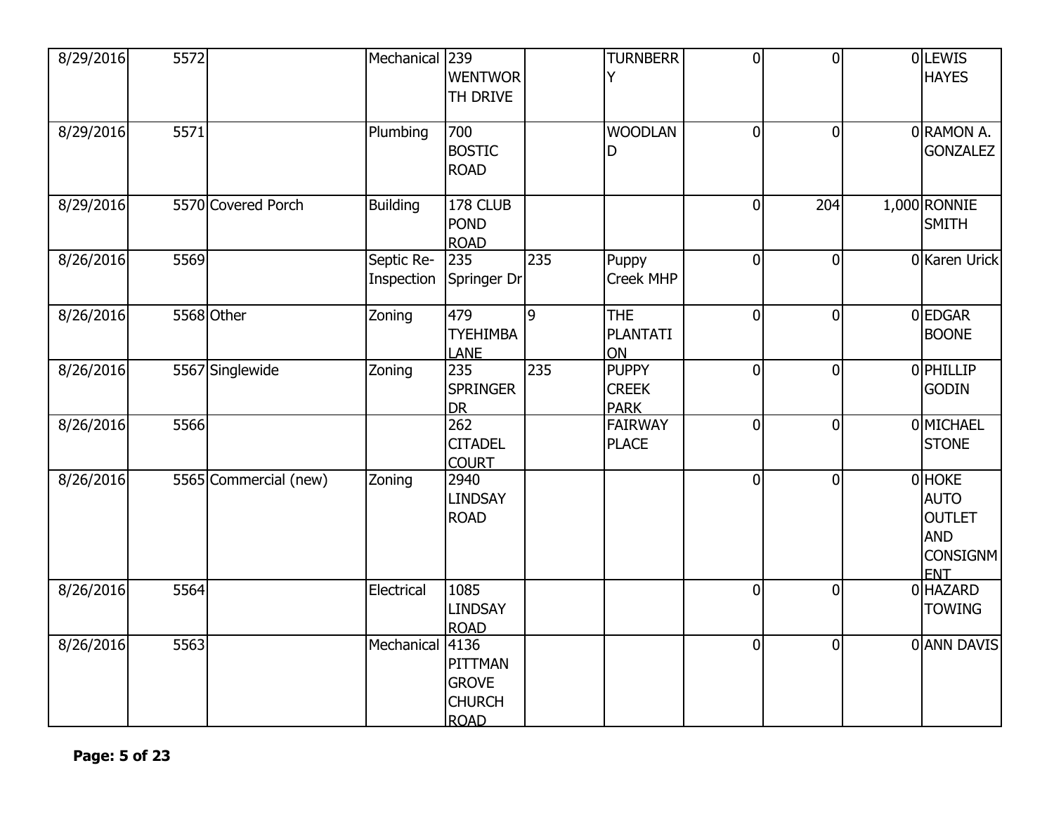| | | | | | | | | | | |
|---|---|---|---|---|---|---|---|---|---|---|
| 8/29/2016 | 5572 | | Mechanical | 239 WENTWORTH DRIVE | | TURNBERRY | 0 | 0 | 0 | LEWIS HAYES |
| 8/29/2016 | 5571 | | Plumbing | 700 BOSTIC ROAD | | WOODLAND | 0 | 0 | 0 | RAMON A. GONZALEZ |
| 8/29/2016 | 5570 | Covered Porch | Building | 178 CLUB POND ROAD | | | 0 | 204 | 1,000 | RONNIE SMITH |
| 8/26/2016 | 5569 | | Septic Re-Inspection | 235 Springer Dr | 235 | Puppy Creek MHP | 0 | 0 | 0 | Karen Urick |
| 8/26/2016 | 5568 | Other | Zoning | 479 TYEHIMBA LANE | 9 | THE PLANTATION | 0 | 0 | 0 | EDGAR BOONE |
| 8/26/2016 | 5567 | Singlewide | Zoning | 235 SPRINGER DR | 235 | PUPPY CREEK PARK | 0 | 0 | 0 | PHILLIP GODIN |
| 8/26/2016 | 5566 | | | 262 CITADEL COURT | | FAIRWAY PLACE | 0 | 0 | 0 | MICHAEL STONE |
| 8/26/2016 | 5565 | Commercial (new) | Zoning | 2940 LINDSAY ROAD | | | 0 | 0 | 0 | HOKE AUTO OUTLET AND CONSIGNMENT |
| 8/26/2016 | 5564 | | Electrical | 1085 LINDSAY ROAD | | | 0 | 0 | 0 | HAZARD TOWING |
| 8/26/2016 | 5563 | | Mechanical | 4136 PITTMAN GROVE CHURCH ROAD | | | 0 | 0 | 0 | ANN DAVIS |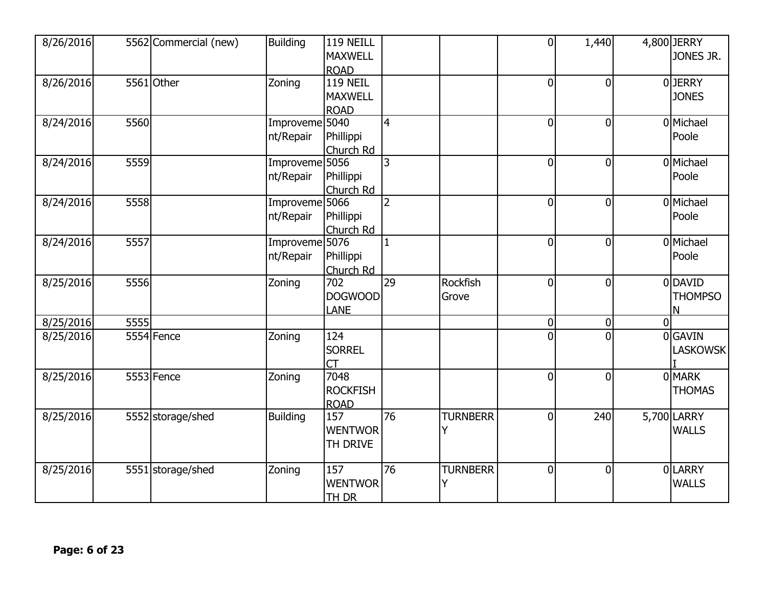| | | | | | | | | | | |
|---|---|---|---|---|---|---|---|---|---|---|
| 8/26/2016 | 5562 | Commercial (new) | Building | 119 NEILL MAXWELL ROAD | | | 0 | 1,440 | 4,800 | JERRY JONES JR. |
| 8/26/2016 | 5561 | Other | Zoning | 119 NEIL MAXWELL ROAD | | | 0 | 0 | 0 | JERRY JONES |
| 8/24/2016 | 5560 | | Improvement/Repair | 5040 Phillippi Church Rd | 4 | | 0 | 0 | 0 | Michael Poole |
| 8/24/2016 | 5559 | | Improvement/Repair | 5056 Phillippi Church Rd | 3 | | 0 | 0 | 0 | Michael Poole |
| 8/24/2016 | 5558 | | Improvement/Repair | 5066 Phillippi Church Rd | 2 | | 0 | 0 | 0 | Michael Poole |
| 8/24/2016 | 5557 | | Improvement/Repair | 5076 Phillippi Church Rd | 1 | | 0 | 0 | 0 | Michael Poole |
| 8/25/2016 | 5556 | | Zoning | 702 DOGWOOD LANE | 29 | Rockfish Grove | 0 | 0 | 0 | DAVID THOMPSON |
| 8/25/2016 | 5555 | | | | | | 0 | 0 | 0 | |
| 8/25/2016 | 5554 | Fence | Zoning | 124 SORREL CT | | | 0 | 0 | 0 | GAVIN LASKOWSKI |
| 8/25/2016 | 5553 | Fence | Zoning | 7048 ROCKFISH ROAD | | | 0 | 0 | 0 | MARK THOMAS |
| 8/25/2016 | 5552 | storage/shed | Building | 157 WENTWORTH DRIVE | 76 | TURNBERRY | 0 | 240 | 5,700 | LARRY WALLS |
| 8/25/2016 | 5551 | storage/shed | Zoning | 157 WENTWORTH DR | 76 | TURNBERRY | 0 | 0 | 0 | LARRY WALLS |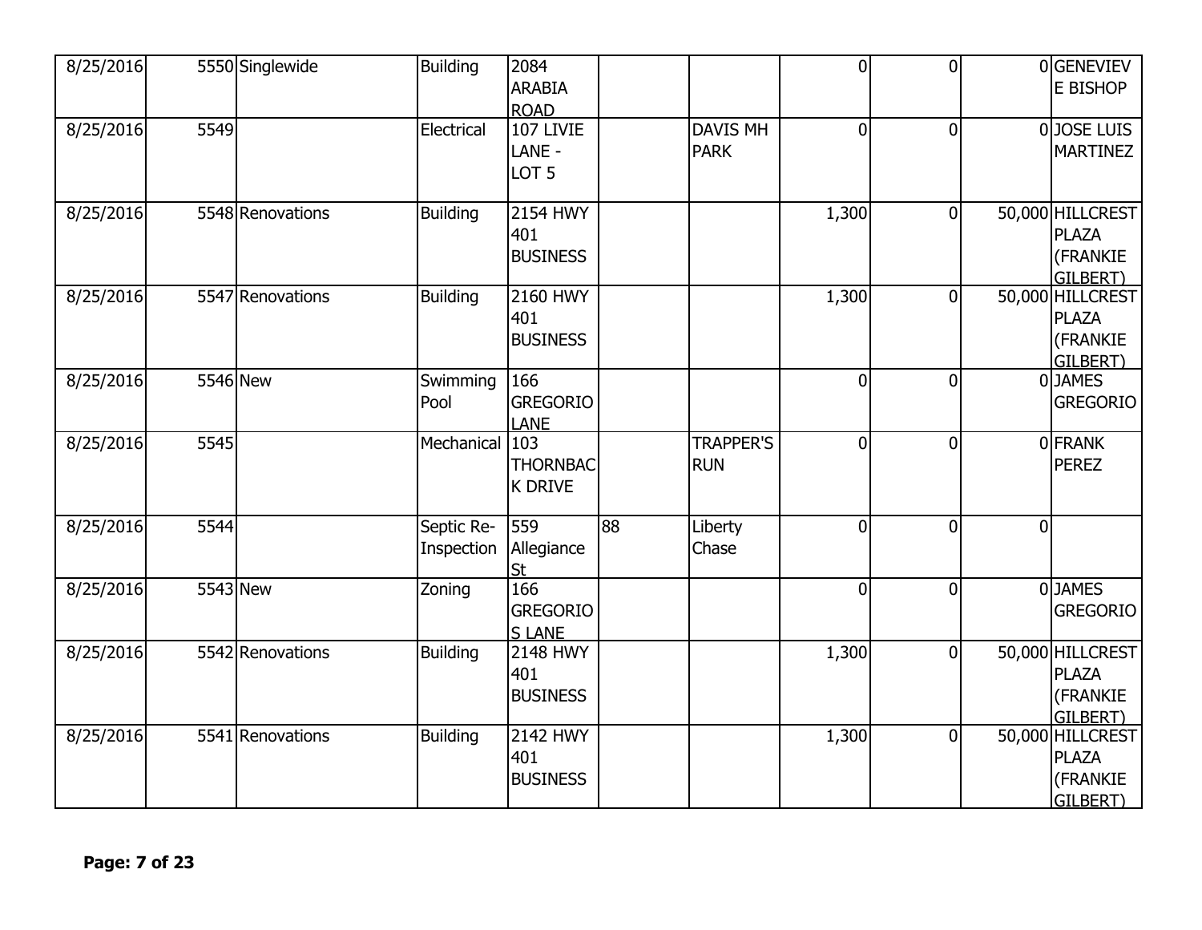| | | | | | | | | | | |
|---|---|---|---|---|---|---|---|---|---|---|
| 8/25/2016 | 5550 | Singlewide | Building | 2084 ARABIA ROAD | | | 0 | 0 | 0 | GENEVIEVE BISHOP |
| 8/25/2016 | 5549 | | Electrical | 107 LIVIE LANE - LOT 5 | | DAVIS MH PARK | 0 | 0 | 0 | JOSE LUIS MARTINEZ |
| 8/25/2016 | 5548 | Renovations | Building | 2154 HWY 401 BUSINESS | | | 1,300 | 0 | 50,000 | HILLCREST PLAZA (FRANKIE GILBERT) |
| 8/25/2016 | 5547 | Renovations | Building | 2160 HWY 401 BUSINESS | | | 1,300 | 0 | 50,000 | HILLCREST PLAZA (FRANKIE GILBERT) |
| 8/25/2016 | 5546 | New | Swimming Pool | 166 GREGORIO LANE | | | 0 | 0 | 0 | JAMES GREGORIO |
| 8/25/2016 | 5545 | | Mechanical | 103 THORNBACK DRIVE | | TRAPPER'S RUN | 0 | 0 | 0 | FRANK PEREZ |
| 8/25/2016 | 5544 | | Septic Re-Inspection | 559 Allegiance St | 88 | Liberty Chase | 0 | 0 | 0 | |
| 8/25/2016 | 5543 | New | Zoning | 166 GREGORIOS LANE | | | 0 | 0 | 0 | JAMES GREGORIO |
| 8/25/2016 | 5542 | Renovations | Building | 2148 HWY 401 BUSINESS | | | 1,300 | 0 | 50,000 | HILLCREST PLAZA (FRANKIE GILBERT) |
| 8/25/2016 | 5541 | Renovations | Building | 2142 HWY 401 BUSINESS | | | 1,300 | 0 | 50,000 | HILLCREST PLAZA (FRANKIE GILBERT) |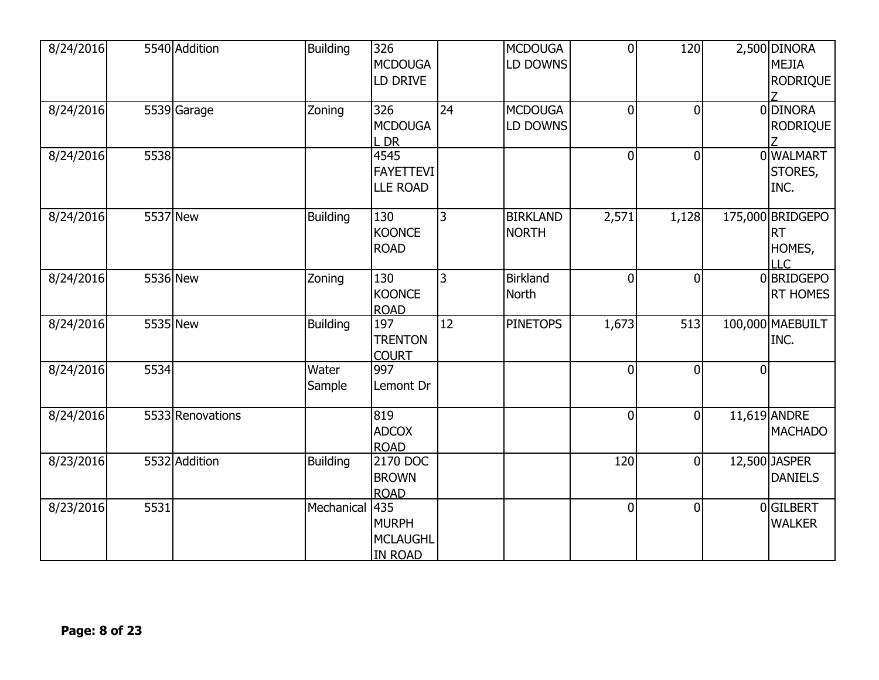| | | | | | | | | | | |
|---|---|---|---|---|---|---|---|---|---|---|
| 8/24/2016 | 5540 | Addition | Building | 326 MCDOUGALD DRIVE | | MCDOUGALD DOWNS | 0 | 120 | 2,500 | DINORA MEJIA RODRIQUEZ |
| 8/24/2016 | 5539 | Garage | Zoning | 326 MCDOUGAL DR | 24 | MCDOUGALD DOWNS | 0 | 0 | 0 | DINORA RODRIQUEZ |
| 8/24/2016 | 5538 | | | 4545 FAYETTEVILLE ROAD | | | 0 | 0 | 0 | WALMART STORES, INC. |
| 8/24/2016 | 5537 | New | Building | 130 KOONCE ROAD | 3 | BIRKLAND NORTH | 2,571 | 1,128 | 175,000 | BRIDGEPORT HOMES, LLC |
| 8/24/2016 | 5536 | New | Zoning | 130 KOONCE ROAD | 3 | Birkland North | 0 | 0 | 0 | BRIDGEPORT HOMES |
| 8/24/2016 | 5535 | New | Building | 197 TRENTON COURT | 12 | PINETOPS | 1,673 | 513 | 100,000 | MAEBUILT INC. |
| 8/24/2016 | 5534 | | Water Sample | 997 Lemont Dr | | | 0 | 0 | 0 | |
| 8/24/2016 | 5533 | Renovations | | 819 ADCOX ROAD | | | 0 | 0 | 11,619 | ANDRE MACHADO |
| 8/23/2016 | 5532 | Addition | Building | 2170 DOC BROWN ROAD | | | 120 | 0 | 12,500 | JASPER DANIELS |
| 8/23/2016 | 5531 | | Mechanical | 435 MURPH MCLAUGHLIN ROAD | | | 0 | 0 | 0 | GILBERT WALKER |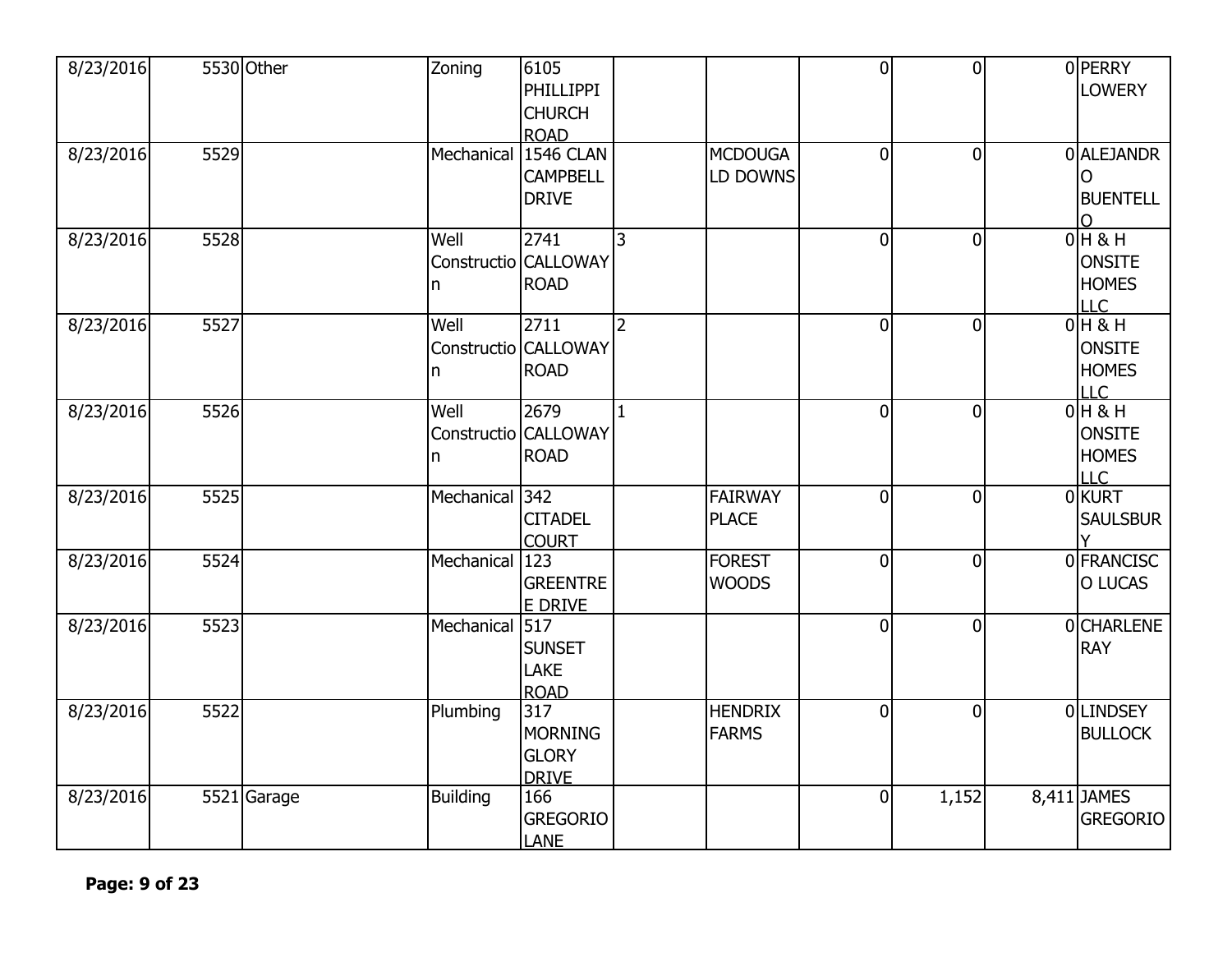| | | | | | | | | | | |
|---|---|---|---|---|---|---|---|---|---|---|
| 8/23/2016 | 5530 | Other | Zoning | 6105 PHILLIPPI CHURCH ROAD | | | 0 | 0 | 0 | PERRY LOWERY |
| 8/23/2016 | 5529 | | Mechanical | 1546 CLAN CAMPBELL DRIVE | | MCDOUGALD DOWNS | 0 | 0 | 0 | ALEJANDRO BUENTELLO |
| 8/23/2016 | 5528 | | Well Construction | 2741 CALLOWAY ROAD | 3 | | 0 | 0 | 0 | H & H ONSITE HOMES LLC |
| 8/23/2016 | 5527 | | Well Construction | 2711 CALLOWAY ROAD | 2 | | 0 | 0 | 0 | H & H ONSITE HOMES LLC |
| 8/23/2016 | 5526 | | Well Construction | 2679 CALLOWAY ROAD | 1 | | 0 | 0 | 0 | H & H ONSITE HOMES LLC |
| 8/23/2016 | 5525 | | Mechanical | 342 CITADEL COURT | | FAIRWAY PLACE | 0 | 0 | 0 | KURT SAULSBURY |
| 8/23/2016 | 5524 | | Mechanical | 123 GREENTREE DRIVE | | FOREST WOODS | 0 | 0 | 0 | FRANCISCO LUCAS |
| 8/23/2016 | 5523 | | Mechanical | 517 SUNSET LAKE ROAD | | | 0 | 0 | 0 | CHARLENE RAY |
| 8/23/2016 | 5522 | | Plumbing | 317 MORNING GLORY DRIVE | | HENDRIX FARMS | 0 | 0 | 0 | LINDSEY BULLOCK |
| 8/23/2016 | 5521 | Garage | Building | 166 GREGORIO LANE | | | 0 | 1,152 | 8,411 | JAMES GREGORIO |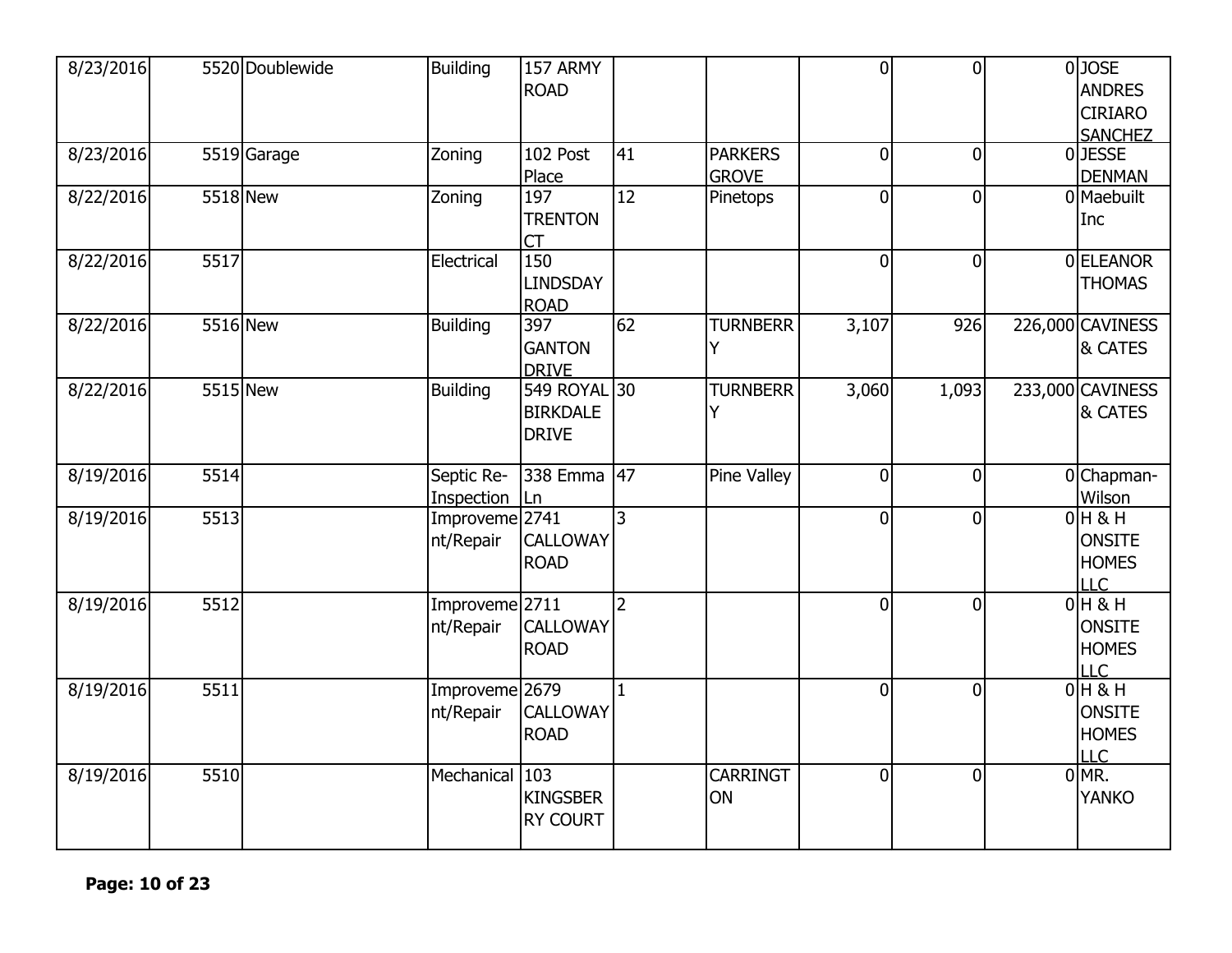| | | | | | | | | | | |
|---|---|---|---|---|---|---|---|---|---|---|
| 8/23/2016 | 5520 | Doublewide | Building | 157 ARMY ROAD | | | 0 | 0 | 0 | JOSE ANDRES CIRIARO SANCHEZ |
| 8/23/2016 | 5519 | Garage | Zoning | 102 Post Place | 41 | PARKERS GROVE | 0 | 0 | 0 | JESSE DENMAN |
| 8/22/2016 | 5518 | New | Zoning | 197 TRENTON CT | 12 | Pinetops | 0 | 0 | 0 | Maebuilt Inc |
| 8/22/2016 | 5517 | | Electrical | 150 LINDSDAY ROAD | | | 0 | 0 | 0 | ELEANOR THOMAS |
| 8/22/2016 | 5516 | New | Building | 397 GANTON DRIVE | 62 | TURNBERRY | 3,107 | 926 | 226,000 | CAVINESS & CATES |
| 8/22/2016 | 5515 | New | Building | 549 ROYAL BIRKDALE DRIVE | 30 | TURNBERRY | 3,060 | 1,093 | 233,000 | CAVINESS & CATES |
| 8/19/2016 | 5514 | | Septic Re-Inspection | 338 Emma Ln | 47 | Pine Valley | 0 | 0 | 0 | Chapman-Wilson |
| 8/19/2016 | 5513 | | Improvement/Repair | 2741 CALLOWAY ROAD | 3 | | 0 | 0 | 0 | H & H ONSITE HOMES LLC |
| 8/19/2016 | 5512 | | Improvement/Repair | 2711 CALLOWAY ROAD | 2 | | 0 | 0 | 0 | H & H ONSITE HOMES LLC |
| 8/19/2016 | 5511 | | Improvement/Repair | 2679 CALLOWAY ROAD | 1 | | 0 | 0 | 0 | H & H ONSITE HOMES LLC |
| 8/19/2016 | 5510 | | Mechanical | 103 KINGSBERRY COURT | | CARRINGTON | 0 | 0 | 0 | MR. YANKO |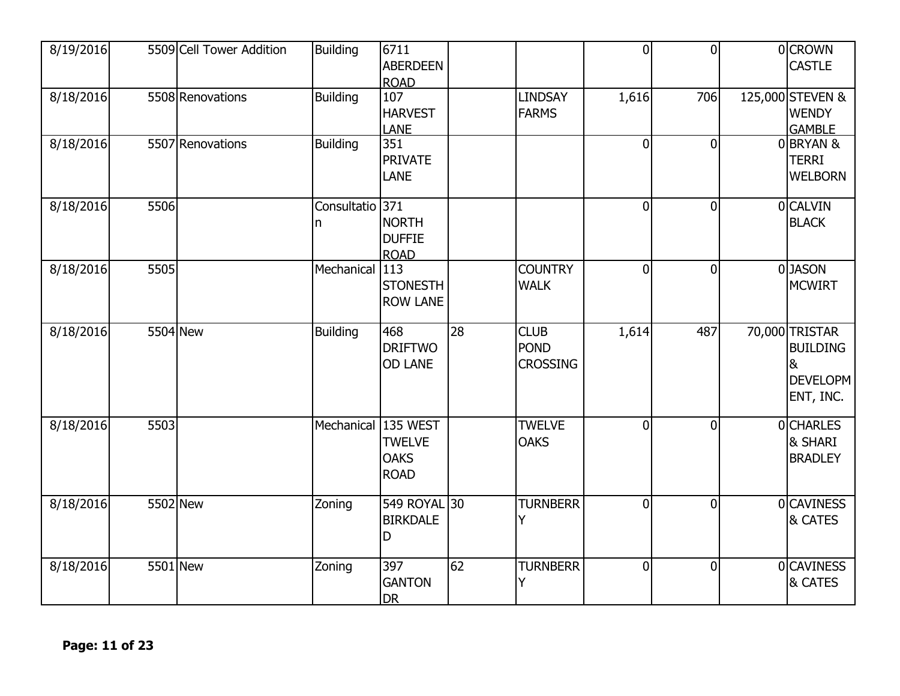| | | | | | | | | | | |
|---|---|---|---|---|---|---|---|---|---|---|
| 8/19/2016 | 5509 | Cell Tower Addition | Building | 6711 ABERDEEN ROAD | | | 0 | 0 | 0 | CROWN CASTLE |
| 8/18/2016 | 5508 | Renovations | Building | 107 HARVEST LANE | | LINDSAY FARMS | 1,616 | 706 | 125,000 | STEVEN & WENDY GAMBLE |
| 8/18/2016 | 5507 | Renovations | Building | 351 PRIVATE LANE | | | 0 | 0 | 0 | BRYAN & TERRI WELBORN |
| 8/18/2016 | 5506 | | Consultation | 371 NORTH DUFFIE ROAD | | | 0 | 0 | 0 | CALVIN BLACK |
| 8/18/2016 | 5505 | | Mechanical | 113 STONESTHROW LANE | | COUNTRY WALK | 0 | 0 | 0 | JASON MCWIRT |
| 8/18/2016 | 5504 | New | Building | 468 DRIFTWOOD LANE | 28 | CLUB POND CROSSING | 1,614 | 487 | 70,000 | TRISTAR BUILDING & DEVELOPMENT, INC. |
| 8/18/2016 | 5503 | | Mechanical | 135 WEST TWELVE OAKS ROAD | | TWELVE OAKS | 0 | 0 | 0 | CHARLES & SHARI BRADLEY |
| 8/18/2016 | 5502 | New | Zoning | 549 ROYAL BIRKDALE D | 30 | TURNBERRY | 0 | 0 | 0 | CAVINESS & CATES |
| 8/18/2016 | 5501 | New | Zoning | 397 GANTON DR | 62 | TURNBERRY | 0 | 0 | 0 | CAVINESS & CATES |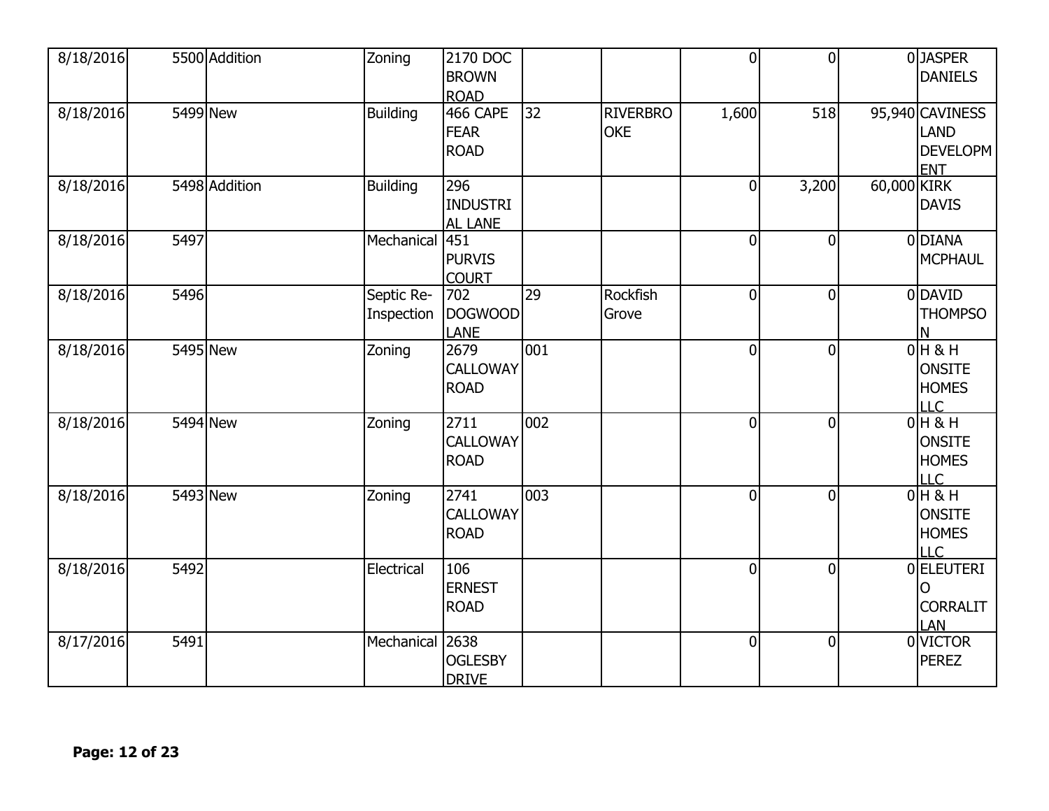| | | | | | | | | | | |
|---|---|---|---|---|---|---|---|---|---|---|
| 8/18/2016 | 5500 | Addition | Zoning | 2170 DOC BROWN ROAD | | | 0 | 0 | 0 | JASPER DANIELS |
| 8/18/2016 | 5499 | New | Building | 466 CAPE FEAR ROAD | 32 | RIVERBROOKE | 1,600 | 518 | 95,940 | CAVINESS LAND DEVELOPMENT |
| 8/18/2016 | 5498 | Addition | Building | 296 INDUSTRIAL LANE | | | 0 | 3,200 | 60,000 | KIRK DAVIS |
| 8/18/2016 | 5497 | | Mechanical | 451 PURVIS COURT | | | 0 | 0 | 0 | DIANA MCPHAUL |
| 8/18/2016 | 5496 | | Septic Re-Inspection | 702 DOGWOOD LANE | 29 | Rockfish Grove | 0 | 0 | 0 | DAVID THOMPSON |
| 8/18/2016 | 5495 | New | Zoning | 2679 CALLOWAY ROAD | 001 | | 0 | 0 | 0 | H & H ONSITE HOMES LLC |
| 8/18/2016 | 5494 | New | Zoning | 2711 CALLOWAY ROAD | 002 | | 0 | 0 | 0 | H & H ONSITE HOMES LLC |
| 8/18/2016 | 5493 | New | Zoning | 2741 CALLOWAY ROAD | 003 | | 0 | 0 | 0 | H & H ONSITE HOMES LLC |
| 8/18/2016 | 5492 | | Electrical | 106 ERNEST ROAD | | | 0 | 0 | 0 | ELEUTERIO CORRALITLAN |
| 8/17/2016 | 5491 | | Mechanical | 2638 OGLESBY DRIVE | | | 0 | 0 | 0 | VICTOR PEREZ |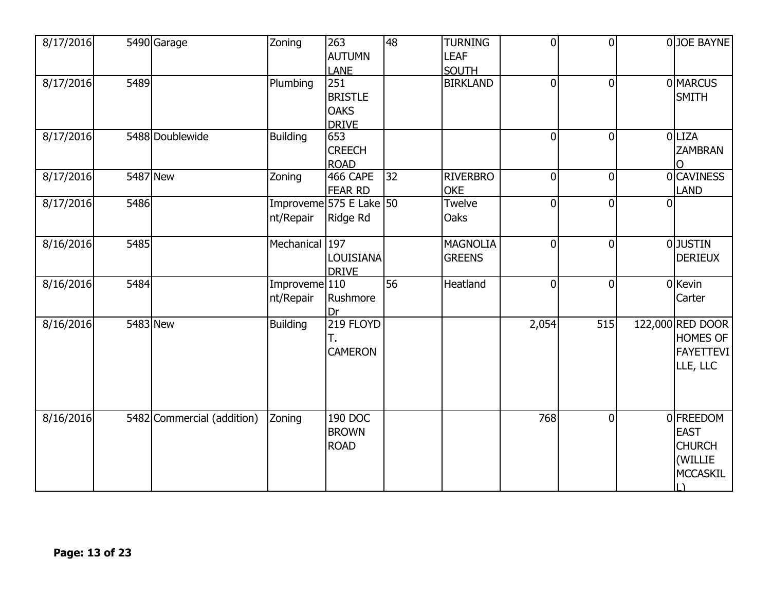| 8/17/2016 | 5490 | Garage | Zoning | 263 AUTUMN LANE | 48 | TURNING LEAF SOUTH | 0 | 0 | 0 | JOE BAYNE |
|---|---|---|---|---|---|---|---|---|---|---|
| 8/17/2016 | 5489 | | Plumbing | 251 BRISTLE OAKS DRIVE | | BIRKLAND | 0 | 0 | 0 | MARCUS SMITH |
| 8/17/2016 | 5488 | Doublewide | Building | 653 CREECH ROAD | | | 0 | 0 | 0 | LIZA ZAMBRANO |
| 8/17/2016 | 5487 | New | Zoning | 466 CAPE FEAR RD | 32 | RIVERBROOKE | 0 | 0 | 0 | CAVINESS LAND |
| 8/17/2016 | 5486 | | Improvement/Repair | 575 E Lake Ridge Rd | 50 | Twelve Oaks | 0 | 0 | 0 | |
| 8/16/2016 | 5485 | | Mechanical | 197 LOUISIANA DRIVE | | MAGNOLIA GREENS | 0 | 0 | 0 | JUSTIN DERIEUX |
| 8/16/2016 | 5484 | | Improvement/Repair | 110 Rushmore Dr | 56 | Heatland | 0 | 0 | 0 | Kevin Carter |
| 8/16/2016 | 5483 | New | Building | 219 FLOYD T. CAMERON | | | 2,054 | 515 | 122,000 | RED DOOR HOMES OF FAYETTEVILLE, LLC |
| 8/16/2016 | 5482 | Commercial (addition) | Zoning | 190 DOC BROWN ROAD | | | 768 | 0 | 0 | FREEDOM EAST CHURCH (WILLIE MCCASKILL) |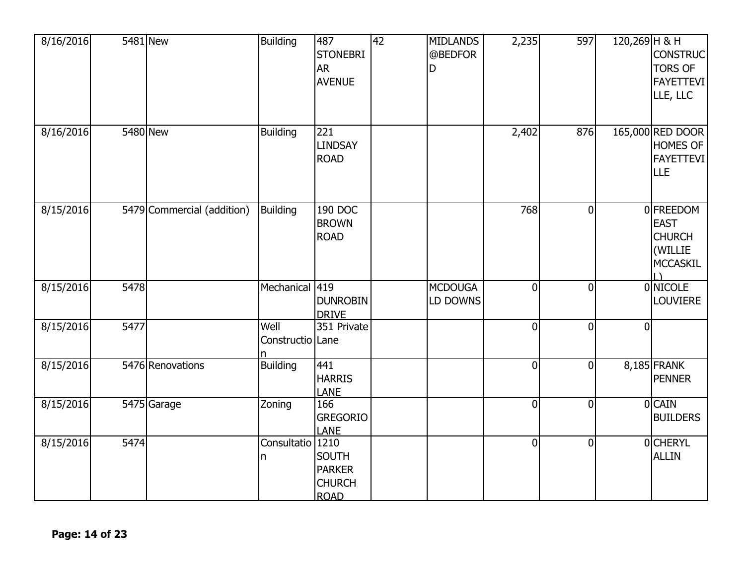| | | | | | | | | | | |
|---|---|---|---|---|---|---|---|---|---|---|
| 8/16/2016 | 5481 | New | Building | 487 STONEBRIAR AVENUE | 42 | MIDLANDS @BEDFORD | 2,235 | 597 | 120,269 | H & H CONSTRUCTORS OF FAYETTEVILLE, LLC |
| 8/16/2016 | 5480 | New | Building | 221 LINDSAY ROAD | | | 2,402 | 876 | 165,000 | RED DOOR HOMES OF FAYETTEVILLE |
| 8/15/2016 | 5479 | Commercial (addition) | Building | 190 DOC BROWN ROAD | | | 768 | 0 | 0 | FREEDOM EAST CHURCH (WILLIE MCCASKILL) |
| 8/15/2016 | 5478 | | Mechanical | 419 DUNROBIN DRIVE | | MCDOUGALD DOWNS | 0 | 0 | 0 | NICOLE LOUVIERE |
| 8/15/2016 | 5477 | | Well Construction | 351 Private Lane | | | 0 | 0 | 0 | |
| 8/15/2016 | 5476 | Renovations | Building | 441 HARRIS LANE | | | 0 | 0 | 8,185 | FRANK PENNER |
| 8/15/2016 | 5475 | Garage | Zoning | 166 GREGORIO LANE | | | 0 | 0 | 0 | CAIN BUILDERS |
| 8/15/2016 | 5474 | | Consultation | 1210 SOUTH PARKER CHURCH ROAD | | | 0 | 0 | 0 | CHERYL ALLIN |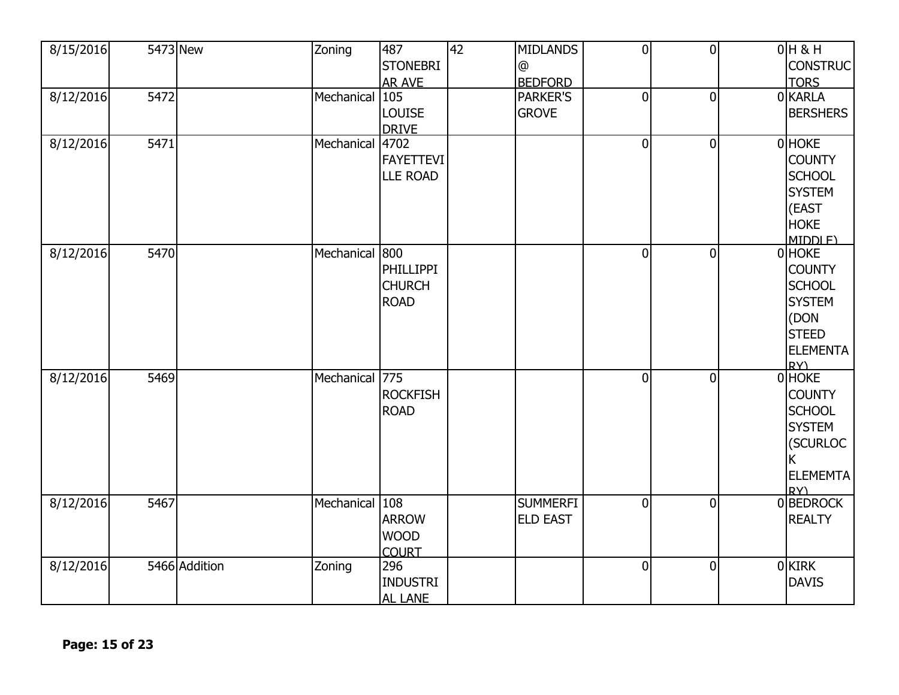| | | | | | | | | | | |
|---|---|---|---|---|---|---|---|---|---|---|
| 8/15/2016 | 5473 | New | Zoning | 487 STONEBRIAR AVE | 42 | MIDLANDS @ BEDFORD | 0 | 0 | 0 | H & H CONSTRUCTORS |
| 8/12/2016 | 5472 | | Mechanical | 105 LOUISE DRIVE | | PARKER'S GROVE | 0 | 0 | 0 | KARLA BERSHERS |
| 8/12/2016 | 5471 | | Mechanical | 4702 FAYETTEVILLE ROAD | | | 0 | 0 | 0 | HOKE COUNTY SCHOOL SYSTEM (EAST HOKE MIDDLE) |
| 8/12/2016 | 5470 | | Mechanical | 800 PHILLIPPI CHURCH ROAD | | | 0 | 0 | 0 | HOKE COUNTY SCHOOL SYSTEM (DON STEED ELEMENTARY) |
| 8/12/2016 | 5469 | | Mechanical | 775 ROCKFISH ROAD | | | 0 | 0 | 0 | HOKE COUNTY SCHOOL SYSTEM (SCURLOCK ELEMEMTARY) |
| 8/12/2016 | 5467 | | Mechanical | 108 ARROW WOOD COURT | | SUMMERFIELD EAST | 0 | 0 | 0 | BEDROCK REALTY |
| 8/12/2016 | 5466 | Addition | Zoning | 296 INDUSTRIAL LANE | | | 0 | 0 | 0 | KIRK DAVIS |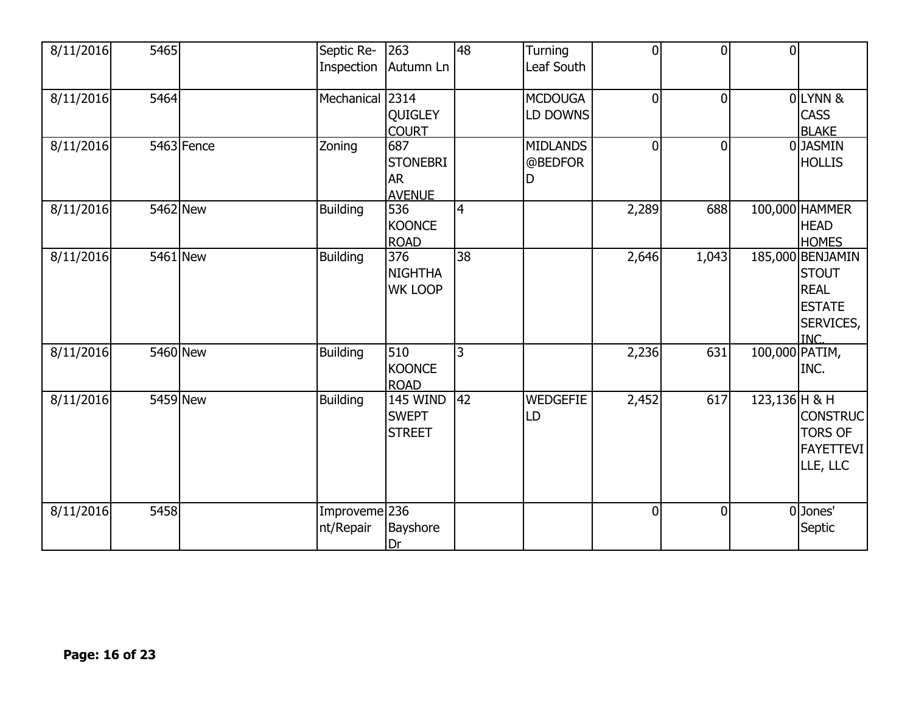| | | | | | | | | | | |
|---|---|---|---|---|---|---|---|---|---|---|
| 8/11/2016 | 5465 | | Septic Re-Inspection | 263 Autumn Ln | 48 | Turning Leaf South | 0 | 0 | 0 | |
| 8/11/2016 | 5464 | | Mechanical | 2314 QUIGLEY COURT | | MCDOUGALD DOWNS | 0 | 0 | 0 | LYNN & CASS BLAKE |
| 8/11/2016 | 5463 | Fence | Zoning | 687 STONEBRIAR AVENUE | | MIDLANDS @BEDFORD | 0 | 0 | 0 | JASMIN HOLLIS |
| 8/11/2016 | 5462 | New | Building | 536 KOONCE ROAD | 4 | | 2,289 | 688 | 100,000 | HAMMER HEAD HOMES |
| 8/11/2016 | 5461 | New | Building | 376 NIGHTHAWK LOOP | 38 | | 2,646 | 1,043 | 185,000 | BENJAMIN STOUT REAL ESTATE SERVICES, INC. |
| 8/11/2016 | 5460 | New | Building | 510 KOONCE ROAD | 3 | | 2,236 | 631 | 100,000 | PATIM, INC. |
| 8/11/2016 | 5459 | New | Building | 145 WIND SWEPT STREET | 42 | WEDGEFIELD | 2,452 | 617 | 123,136 | H & H CONSTRUCTORS OF FAYETTEVILLE, LLC |
| 8/11/2016 | 5458 | | Improvement/Repair | 236 Bayshore Dr | | | 0 | 0 | 0 | Jones' Septic |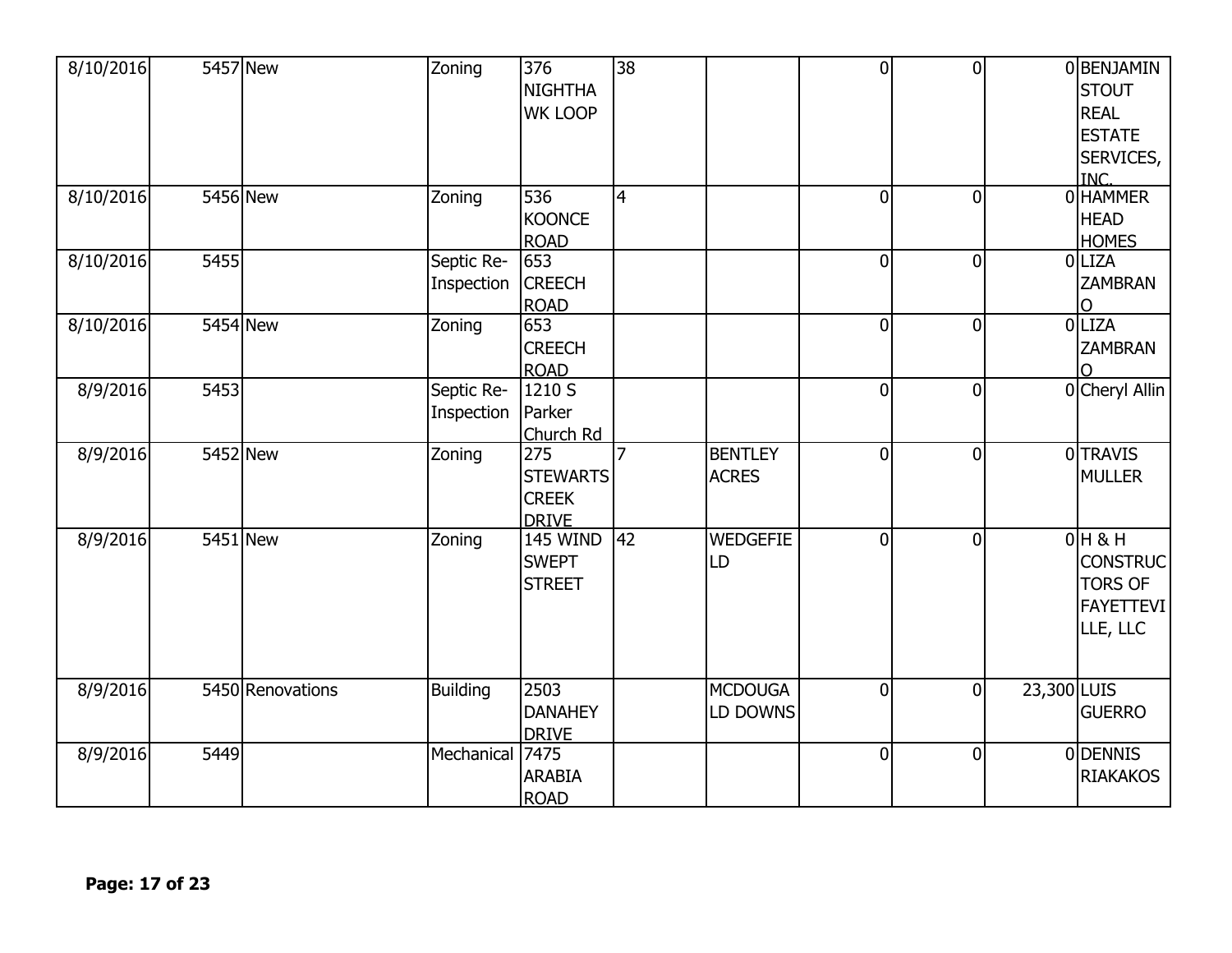| | | | | | | | | | | |
|---|---|---|---|---|---|---|---|---|---|---|
| 8/10/2016 | 5457 | New | Zoning | 376 NIGHTHAWK LOOP | 38 | | 0 | 0 | 0 | BENJAMIN STOUT REAL ESTATE SERVICES, INC. |
| 8/10/2016 | 5456 | New | Zoning | 536 KOONCE ROAD | 4 | | 0 | 0 | 0 | HAMMER HEAD HOMES |
| 8/10/2016 | 5455 | | Septic Re-Inspection | 653 CREECH ROAD | | | 0 | 0 | 0 | LIZA ZAMBRANO |
| 8/10/2016 | 5454 | New | Zoning | 653 CREECH ROAD | | | 0 | 0 | 0 | LIZA ZAMBRANO |
| 8/9/2016 | 5453 | | Septic Re-Inspection | 1210 S Parker Church Rd | | | 0 | 0 | 0 | Cheryl Allin |
| 8/9/2016 | 5452 | New | Zoning | 275 STEWARTS CREEK DRIVE | 7 | BENTLEY ACRES | 0 | 0 | 0 | TRAVIS MULLER |
| 8/9/2016 | 5451 | New | Zoning | 145 WIND SWEPT STREET | 42 | WEDGEFIELD | 0 | 0 | 0 | H & H CONSTRUCTORS OF FAYETTEVILLE, LLC |
| 8/9/2016 | 5450 | Renovations | Building | 2503 DANAHEY DRIVE | | MCDOUGALD DOWNS | 0 | 0 | 23,300 | LUIS GUERRO |
| 8/9/2016 | 5449 | | Mechanical | 7475 ARABIA ROAD | | | 0 | 0 | 0 | DENNIS RIAKAKOS |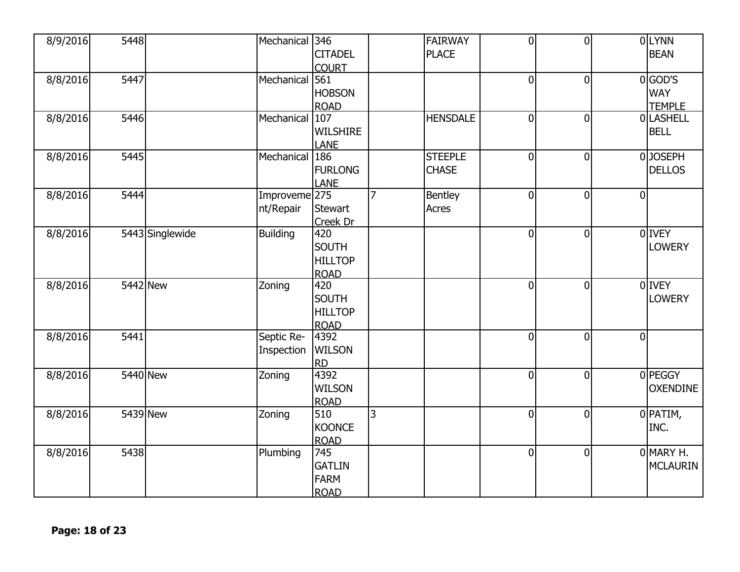| | | | | | | | | | | |
|---|---|---|---|---|---|---|---|---|---|---|
| 8/9/2016 | 5448 | | Mechanical | 346 CITADEL COURT | | FAIRWAY PLACE | 0 | 0 | 0 | LYNN BEAN |
| 8/8/2016 | 5447 | | Mechanical | 561 HOBSON ROAD | | | 0 | 0 | 0 | GOD'S WAY TEMPLE |
| 8/8/2016 | 5446 | | Mechanical | 107 WILSHIRE LANE | | HENSDALE | 0 | 0 | 0 | LASHELL BELL |
| 8/8/2016 | 5445 | | Mechanical | 186 FURLONG LANE | | STEEPLE CHASE | 0 | 0 | 0 | JOSEPH DELLOS |
| 8/8/2016 | 5444 | | Improvement/Repair | 275 Stewart Creek Dr | 7 | Bentley Acres | 0 | 0 | 0 | |
| 8/8/2016 | 5443 | Singlewide | Building | 420 SOUTH HILLTOP ROAD | | | 0 | 0 | 0 | IVEY LOWERY |
| 8/8/2016 | 5442 | New | Zoning | 420 SOUTH HILLTOP ROAD | | | 0 | 0 | 0 | IVEY LOWERY |
| 8/8/2016 | 5441 | | Septic Re-Inspection | 4392 WILSON RD | | | 0 | 0 | 0 | |
| 8/8/2016 | 5440 | New | Zoning | 4392 WILSON ROAD | | | 0 | 0 | 0 | PEGGY OXENDINE |
| 8/8/2016 | 5439 | New | Zoning | 510 KOONCE ROAD | 3 | | 0 | 0 | 0 | PATIM, INC. |
| 8/8/2016 | 5438 | | Plumbing | 745 GATLIN FARM ROAD | | | 0 | 0 | 0 | MARY H. MCLAURIN |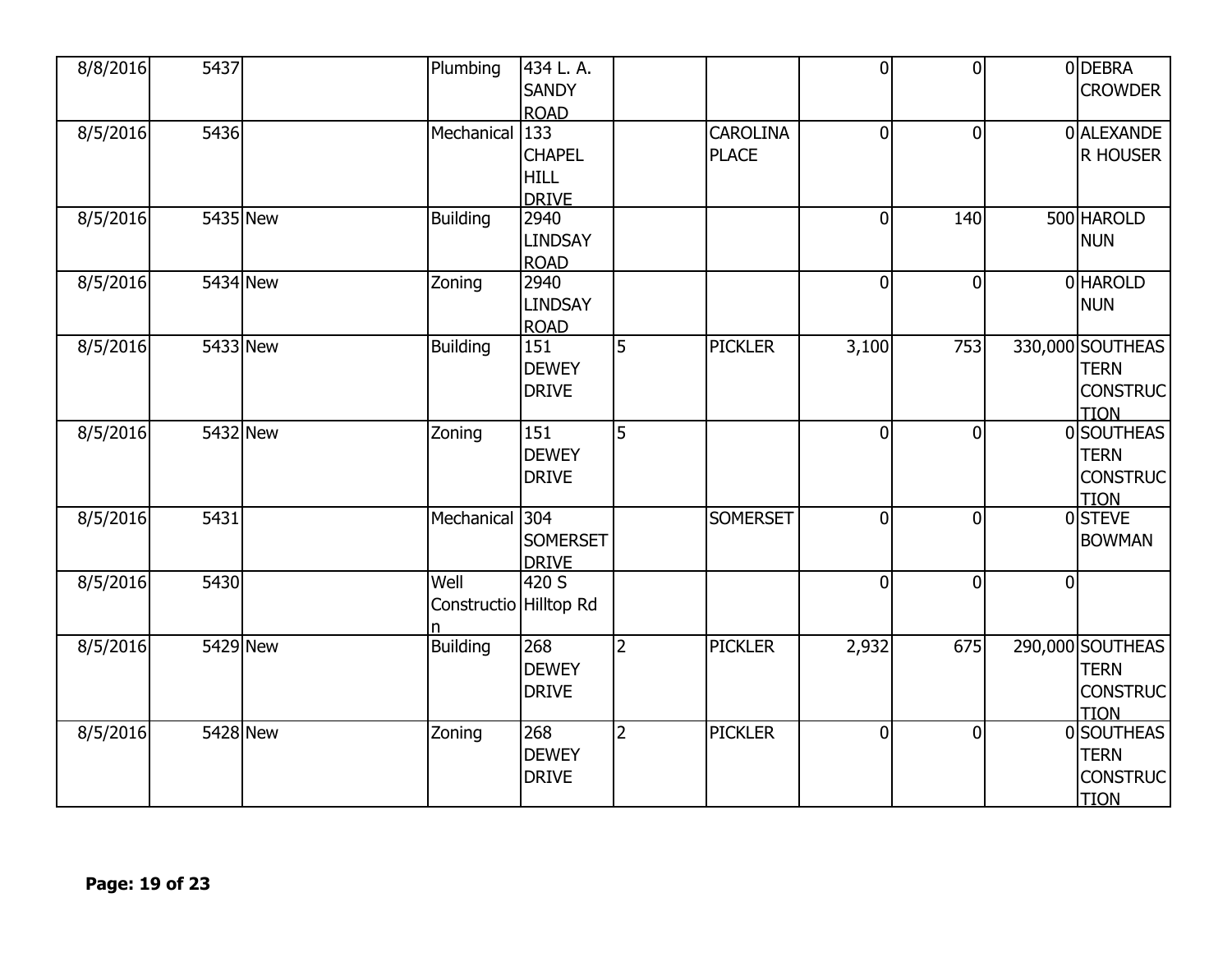| | | | | | | | | | | |
|---|---|---|---|---|---|---|---|---|---|---|
| 8/8/2016 | 5437 | | Plumbing | 434 L. A. SANDY ROAD | | | 0 | 0 | 0 | DEBRA CROWDER |
| 8/5/2016 | 5436 | | Mechanical | 133 CHAPEL HILL DRIVE | | CAROLINA PLACE | 0 | 0 | 0 | ALEXANDER HOUSER |
| 8/5/2016 | 5435 | New | Building | 2940 LINDSAY ROAD | | | 0 | 140 | 500 | HAROLD NUN |
| 8/5/2016 | 5434 | New | Zoning | 2940 LINDSAY ROAD | | | 0 | 0 | 0 | HAROLD NUN |
| 8/5/2016 | 5433 | New | Building | 151 DEWEY DRIVE | 5 | PICKLER | 3,100 | 753 | 330,000 | SOUTHEASTERN CONSTRUCTION |
| 8/5/2016 | 5432 | New | Zoning | 151 DEWEY DRIVE | 5 | | 0 | 0 | 0 | SOUTHEASTERN CONSTRUCTION |
| 8/5/2016 | 5431 | | Mechanical | 304 SOMERSET DRIVE | | SOMERSET | 0 | 0 | 0 | STEVE BOWMAN |
| 8/5/2016 | 5430 | | Well Construction | 420 S Hilltop Rd | | | 0 | 0 | 0 | |
| 8/5/2016 | 5429 | New | Building | 268 DEWEY DRIVE | 2 | PICKLER | 2,932 | 675 | 290,000 | SOUTHEASTERN CONSTRUCTION |
| 8/5/2016 | 5428 | New | Zoning | 268 DEWEY DRIVE | 2 | PICKLER | 0 | 0 | 0 | SOUTHEASTERN CONSTRUCTION |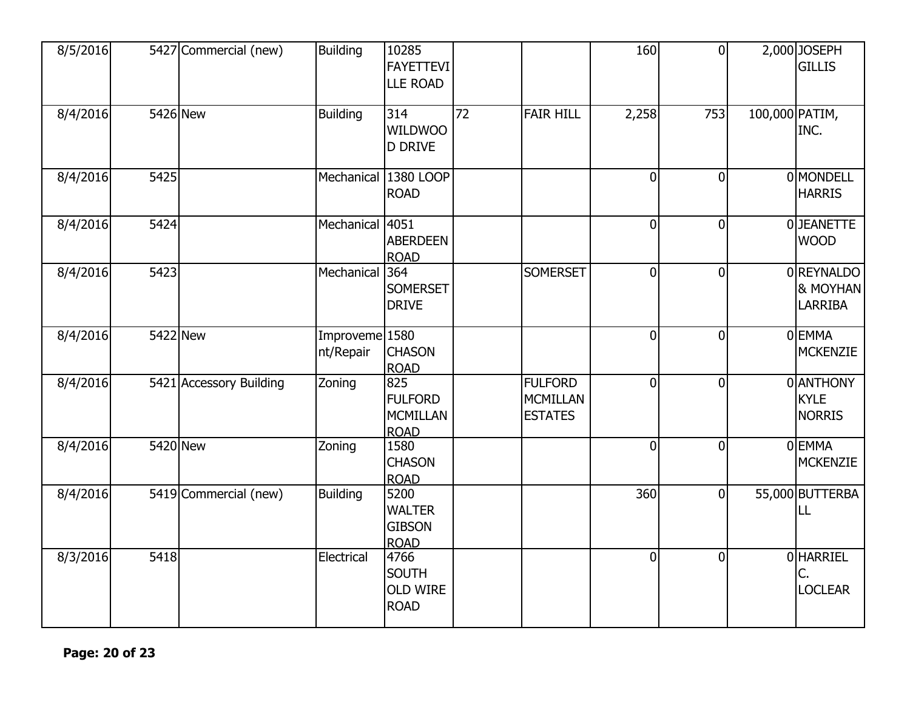| | | | | | | | | | | |
|---|---|---|---|---|---|---|---|---|---|---|
| 8/5/2016 | 5427 | Commercial (new) | Building | 10285 FAYETTEVILLE ROAD | | | 160 | 0 | 2,000 | JOSEPH GILLIS |
| 8/4/2016 | 5426 | New | Building | 314 WILDWOOD DRIVE | 72 | FAIR HILL | 2,258 | 753 | 100,000 | PATIM, INC. |
| 8/4/2016 | 5425 | | Mechanical | 1380 LOOP ROAD | | | 0 | 0 | 0 | MONDELL HARRIS |
| 8/4/2016 | 5424 | | Mechanical | 4051 ABERDEEN ROAD | | | 0 | 0 | 0 | JEANETTE WOOD |
| 8/4/2016 | 5423 | | Mechanical | 364 SOMERSET DRIVE | | SOMERSET | 0 | 0 | 0 | REYNALDO & MOYHAN LARRIBA |
| 8/4/2016 | 5422 | New | Improvement/Repair | 1580 CHASON ROAD | | | 0 | 0 | 0 | EMMA MCKENZIE |
| 8/4/2016 | 5421 | Accessory Building | Zoning | 825 FULFORD MCMILLAN ROAD | | FULFORD MCMILLAN ESTATES | 0 | 0 | 0 | ANTHONY KYLE NORRIS |
| 8/4/2016 | 5420 | New | Zoning | 1580 CHASON ROAD | | | 0 | 0 | 0 | EMMA MCKENZIE |
| 8/4/2016 | 5419 | Commercial (new) | Building | 5200 WALTER GIBSON ROAD | | | 360 | 0 | 55,000 | BUTTERBALL |
| 8/3/2016 | 5418 | | Electrical | 4766 SOUTH OLD WIRE ROAD | | | 0 | 0 | 0 | HARRIEL C. LOCLEAR |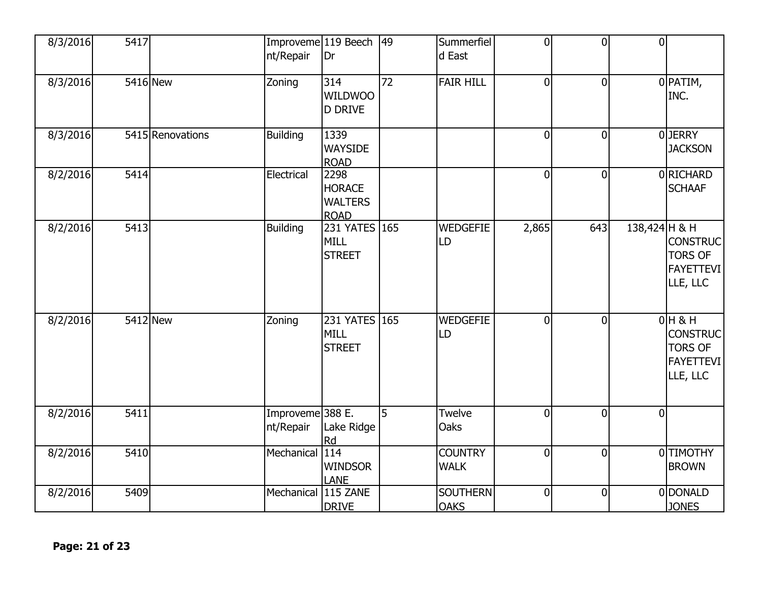| | | | | | | | | | | |
|---|---|---|---|---|---|---|---|---|---|---|
| 8/3/2016 | 5417 | | Improvement/Repair | 119 Beech Dr | 49 | Summerfield East | 0 | 0 | 0 | |
| 8/3/2016 | 5416 | New | Zoning | 314 WILDWOOD DRIVE | 72 | FAIR HILL | 0 | 0 | 0 | PATIM, INC. |
| 8/3/2016 | 5415 | Renovations | Building | 1339 WAYSIDE ROAD | | | 0 | 0 | 0 | JERRY JACKSON |
| 8/2/2016 | 5414 | | Electrical | 2298 HORACE WALTERS ROAD | | | 0 | 0 | 0 | RICHARD SCHAAF |
| 8/2/2016 | 5413 | | Building | 231 YATES MILL STREET | 165 | WEDGEFIELD | 2,865 | 643 | 138,424 | H & H CONSTRUCTORS OF FAYETTEVILLE, LLC |
| 8/2/2016 | 5412 | New | Zoning | 231 YATES MILL STREET | 165 | WEDGEFIELD | 0 | 0 | 0 | H & H CONSTRUCTORS OF FAYETTEVILLE, LLC |
| 8/2/2016 | 5411 | | Improvement/Repair | 388 E. Lake Ridge Rd | 5 | Twelve Oaks | 0 | 0 | 0 | |
| 8/2/2016 | 5410 | | Mechanical | 114 WINDSOR LANE | | COUNTRY WALK | 0 | 0 | 0 | TIMOTHY BROWN |
| 8/2/2016 | 5409 | | Mechanical | 115 ZANE DRIVE | | SOUTHERN OAKS | 0 | 0 | 0 | DONALD JONES |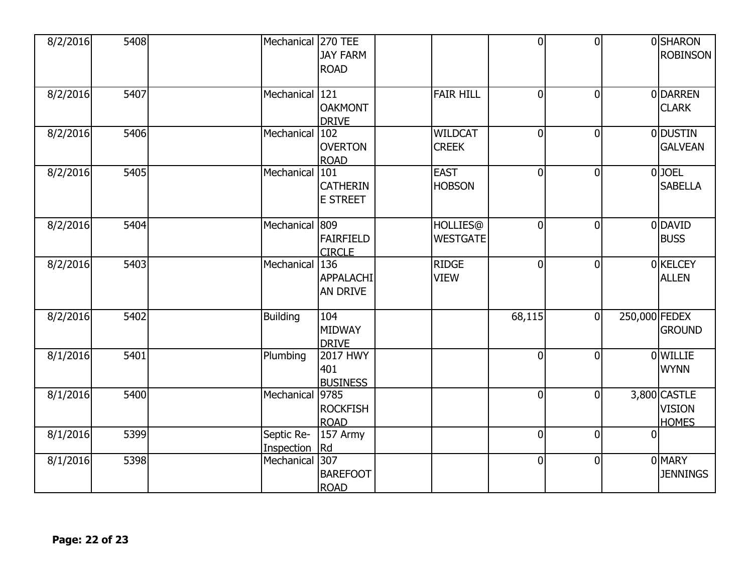| | | | | | | | | | | |
|---|---|---|---|---|---|---|---|---|---|---|
| 8/2/2016 | 5408 | | Mechanical | 270 TEE JAY FARM ROAD | | | 0 | 0 | 0 | SHARON ROBINSON |
| 8/2/2016 | 5407 | | Mechanical | 121 OAKMONT DRIVE | | FAIR HILL | 0 | 0 | 0 | DARREN CLARK |
| 8/2/2016 | 5406 | | Mechanical | 102 OVERTON ROAD | | WILDCAT CREEK | 0 | 0 | 0 | DUSTIN GALVEAN |
| 8/2/2016 | 5405 | | Mechanical | 101 CATHERINE STREET | | EAST HOBSON | 0 | 0 | 0 | JOEL SABELLA |
| 8/2/2016 | 5404 | | Mechanical | 809 FAIRFIELD CIRCLE | | HOLLIES@ WESTGATE | 0 | 0 | 0 | DAVID BUSS |
| 8/2/2016 | 5403 | | Mechanical | 136 APPALACHIAN DRIVE | | RIDGE VIEW | 0 | 0 | 0 | KELCEY ALLEN |
| 8/2/2016 | 5402 | | Building | 104 MIDWAY DRIVE | | | 68,115 | 0 | 250,000 | FEDEX GROUND |
| 8/1/2016 | 5401 | | Plumbing | 2017 HWY 401 BUSINESS | | | 0 | 0 | 0 | WILLIE WYNN |
| 8/1/2016 | 5400 | | Mechanical | 9785 ROCKFISH ROAD | | | 0 | 0 | 3,800 | CASTLE VISION HOMES |
| 8/1/2016 | 5399 | | Septic Re-Inspection | 157 Army Rd | | | 0 | 0 | 0 | |
| 8/1/2016 | 5398 | | Mechanical | 307 BAREFOOT ROAD | | | 0 | 0 | 0 | MARY JENNINGS |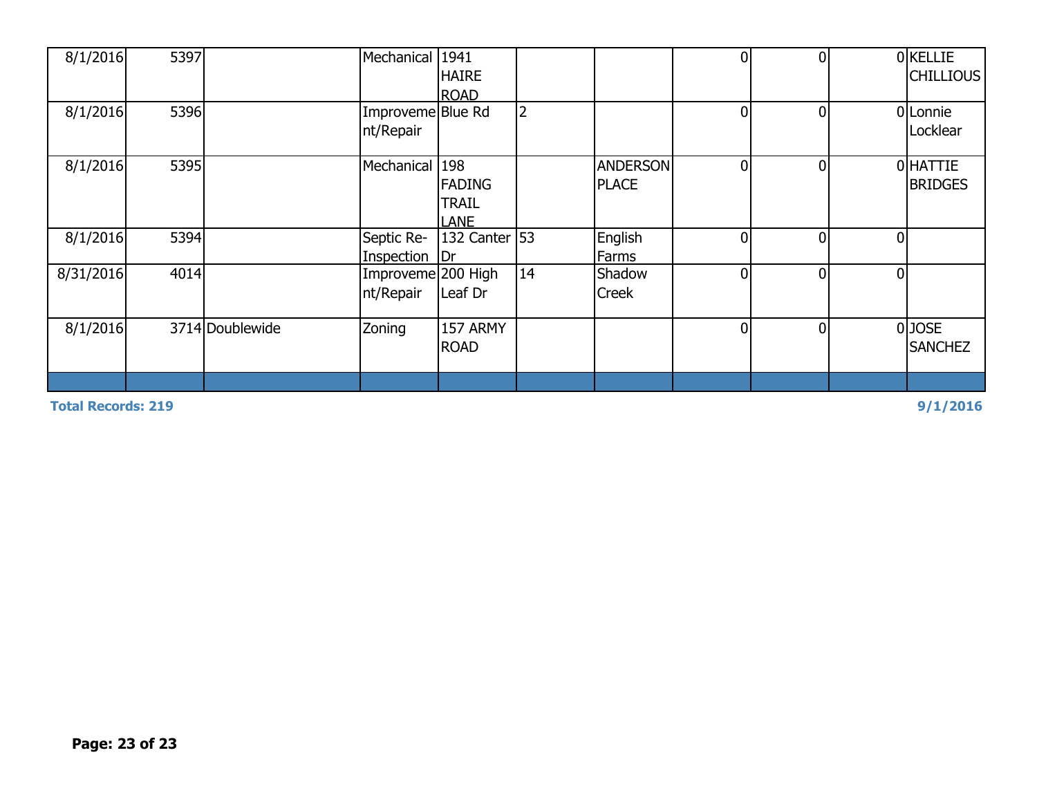| | | | | | | | | | | |
|---|---|---|---|---|---|---|---|---|---|---|
| 8/1/2016 | 5397 | | Mechanical | 1941 HAIRE ROAD | | | 0 | 0 | 0 | KELLIE CHILLIOUS |
| 8/1/2016 | 5396 | | Improvement/Repair | Blue Rd | 2 | | 0 | 0 | 0 | Lonnie Locklear |
| 8/1/2016 | 5395 | | Mechanical | 198 FADING TRAIL LANE | | ANDERSON PLACE | 0 | 0 | 0 | HATTIE BRIDGES |
| 8/1/2016 | 5394 | | Septic Re-Inspection | 132 Canter Dr | 53 | English Farms | 0 | 0 | 0 | |
| 8/31/2016 | 4014 | | Improvement/Repair | 200 High Leaf Dr | 14 | Shadow Creek | 0 | 0 | 0 | |
| 8/1/2016 | 3714 | Doublewide | Zoning | 157 ARMY ROAD | | | 0 | 0 | 0 | JOSE SANCHEZ |
| | | | | | | | | | | |

**Total Records: 219**

**9/1/2016**